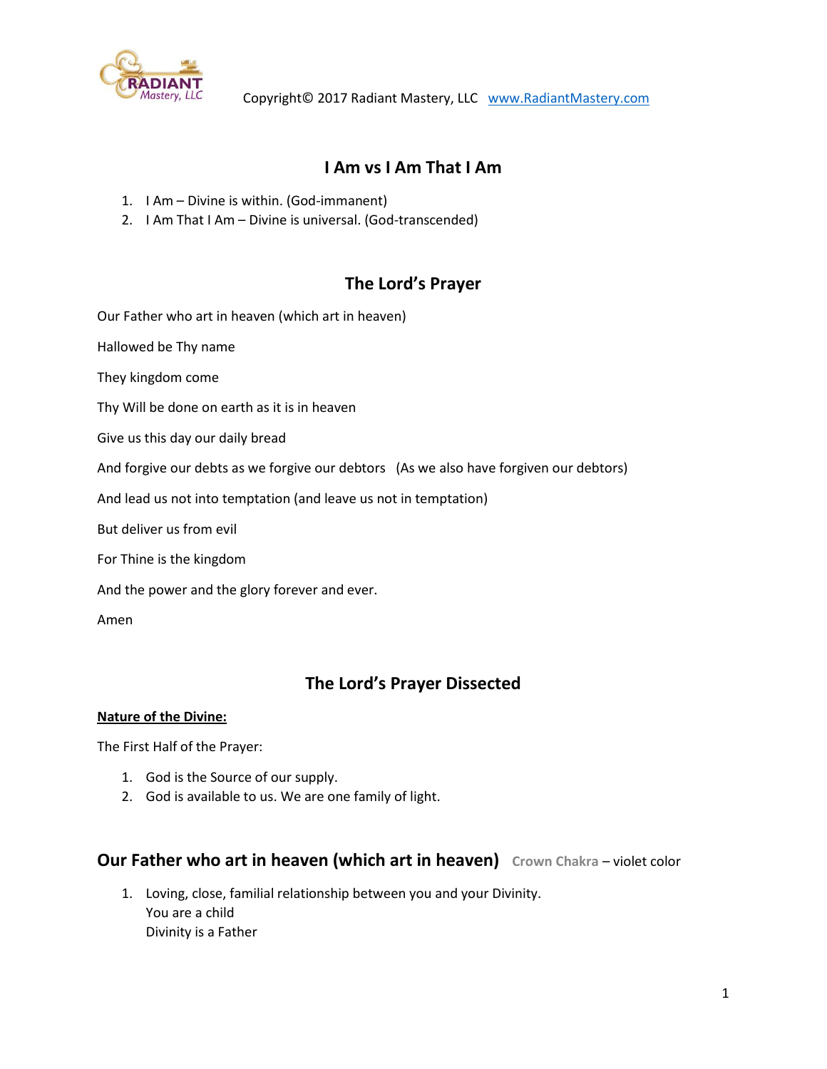Copyright© 2017 Radiant Mastery, LLC www.RadiantMastery.com

## I Am vs I Am That I Am

1. I Am – Divine is within. (God-immanent)
2. I Am That I Am – Divine is universal. (God-transcended)

## The Lord's Prayer

Our Father who art in heaven (which art in heaven)

Hallowed be Thy name

They kingdom come

Thy Will be done on earth as it is in heaven

Give us this day our daily bread

And forgive our debts as we forgive our debtors (As we also have forgiven our debtors)

And lead us not into temptation (and leave us not in temptation)

But deliver us from evil

For Thine is the kingdom

And the power and the glory forever and ever.

Amen

## The Lord's Prayer Dissected

**Nature of the Divine:**

The First Half of the Prayer:

1. God is the Source of our supply.
2. God is available to us. We are one family of light.

### Our Father who art in heaven (which art in heaven) **Crown Chakra** – violet color

1. Loving, close, familial relationship between you and your Divinity.
   You are a child
   Divinity is a Father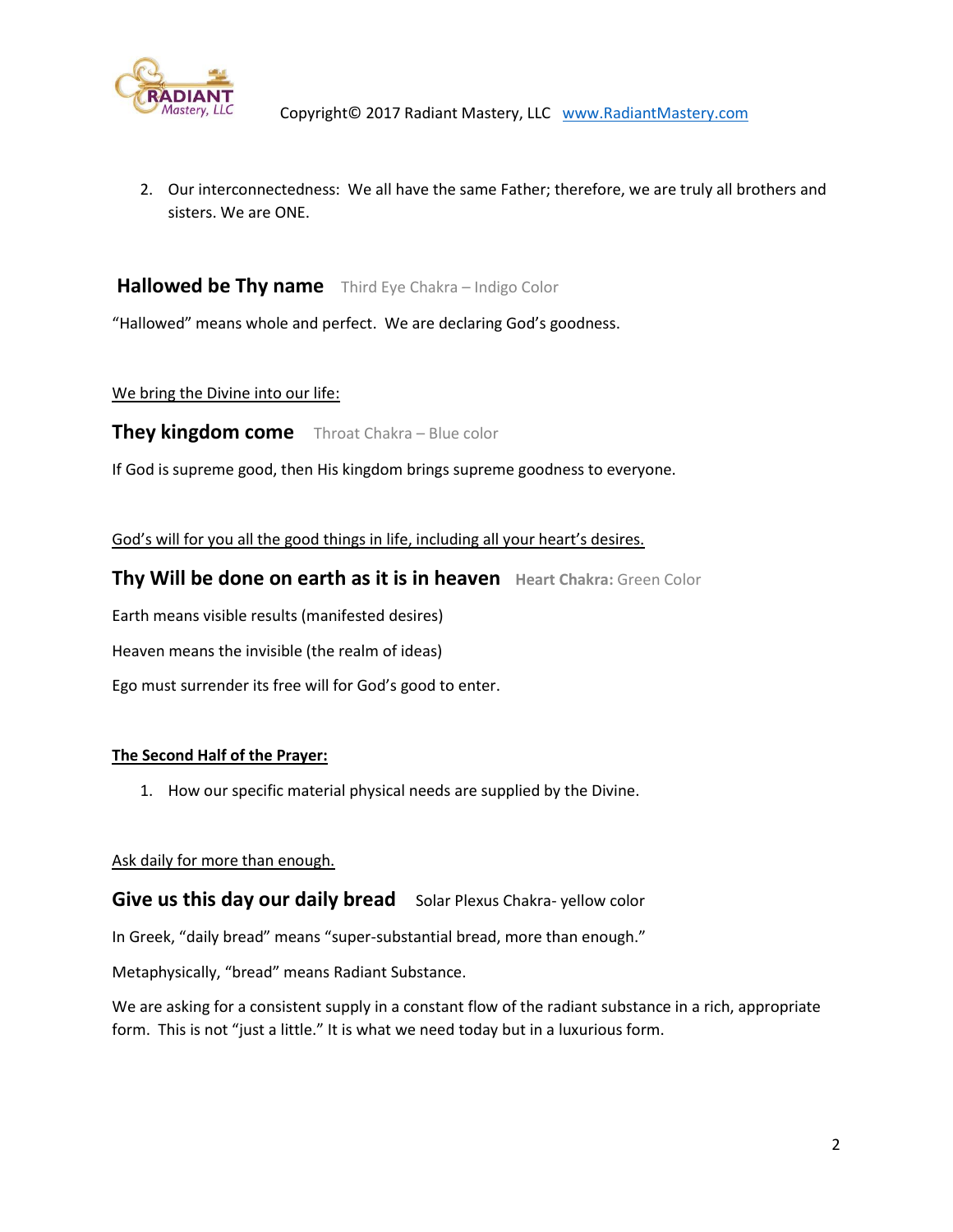2. Our interconnectedness: We all have the same Father; therefore, we are truly all brothers and sisters. We are ONE.

## Hallowed be Thy name   Third Eye Chakra – Indigo Color

"Hallowed" means whole and perfect. We are declaring God's goodness.

<u>We bring the Divine into our life:</u>

## They kingdom come   Throat Chakra – Blue color

If God is supreme good, then His kingdom brings supreme goodness to everyone.

<u>God's will for you all the good things in life, including all your heart's desires.</u>

## Thy Will be done on earth as it is in heaven   **Heart Chakra:** Green Color

Earth means visible results (manifested desires)

Heaven means the invisible (the realm of ideas)

Ego must surrender its free will for God's good to enter.

**<u>The Second Half of the Prayer:</u>**

1. How our specific material physical needs are supplied by the Divine.

<u>Ask daily for more than enough.</u>

## Give us this day our daily bread   Solar Plexus Chakra- yellow color

In Greek, "daily bread" means "super-substantial bread, more than enough."

Metaphysically, "bread" means Radiant Substance.

We are asking for a consistent supply in a constant flow of the radiant substance in a rich, appropriate form. This is not "just a little." It is what we need today but in a luxurious form.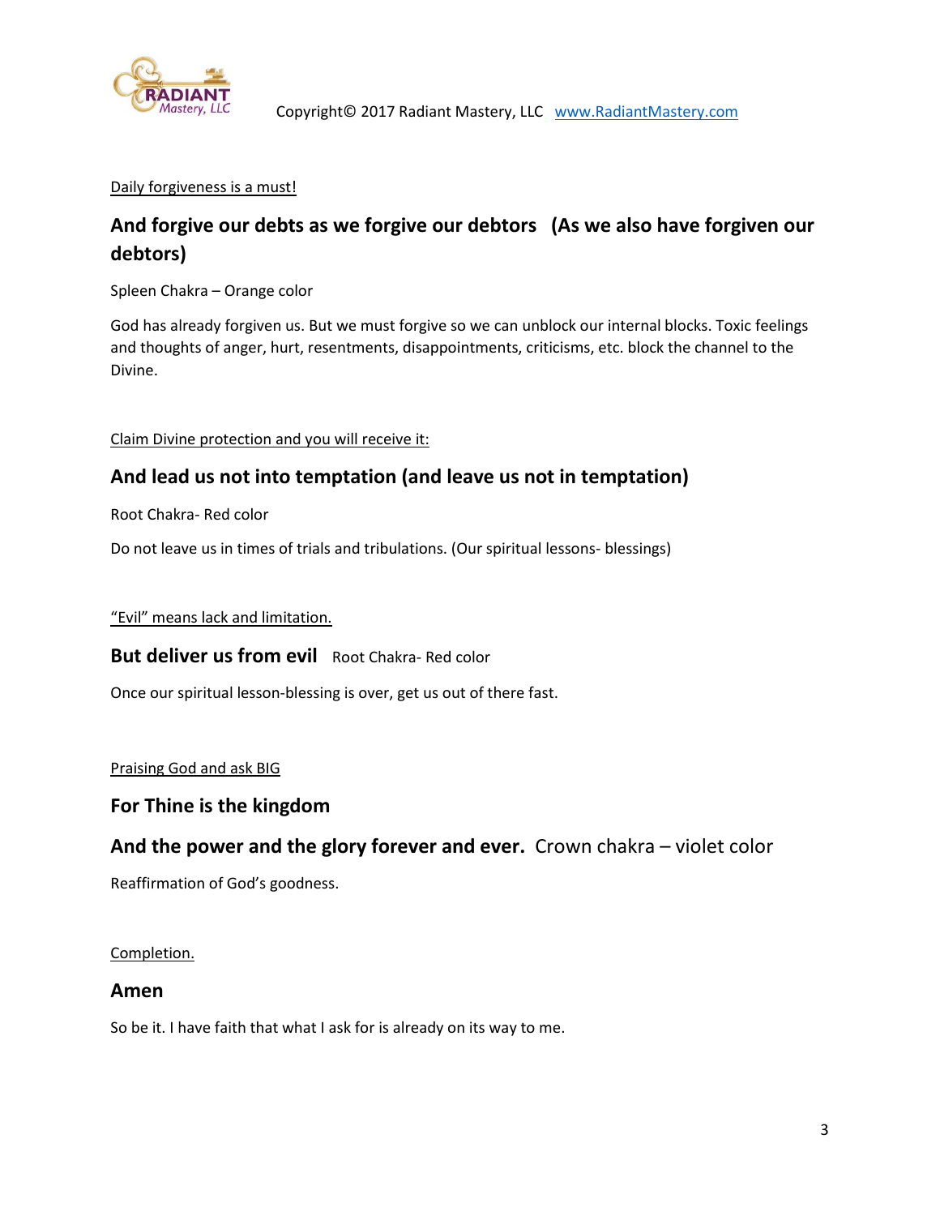Daily forgiveness is a must!

### And forgive our debts as we forgive our debtors (As we also have forgiven our debtors)

Spleen Chakra – Orange color

God has already forgiven us. But we must forgive so we can unblock our internal blocks. Toxic feelings and thoughts of anger, hurt, resentments, disappointments, criticisms, etc. block the channel to the Divine.

Claim Divine protection and you will receive it:

### And lead us not into temptation (and leave us not in temptation)

Root Chakra- Red color

Do not leave us in times of trials and tribulations. (Our spiritual lessons- blessings)

"Evil" means lack and limitation.

### But deliver us from evil

Root Chakra- Red color

Once our spiritual lesson-blessing is over, get us out of there fast.

Praising God and ask BIG

### For Thine is the kingdom

### And the power and the glory forever and ever.

Crown chakra – violet color

Reaffirmation of God's goodness.

Completion.

### Amen

So be it. I have faith that what I ask for is already on its way to me.